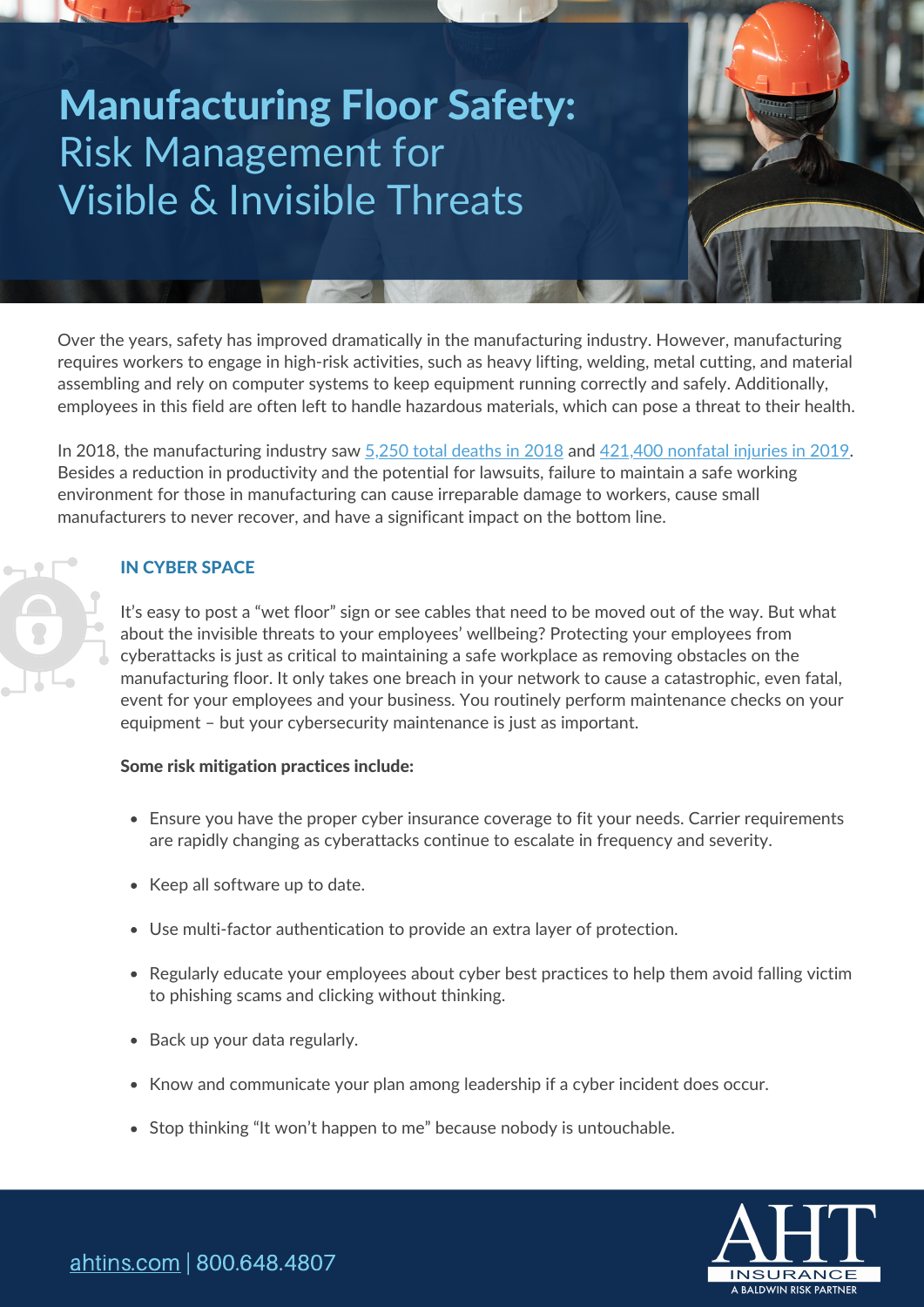# Manufacturing Floor Safety: Risk Management for Visible & Invisible Threats

Over the years, safety has improved dramatically in the manufacturing industry. However, manufacturing requires workers to engage in high-risk activities, such as heavy lifting, welding, metal cutting, and material assembling and rely on computer systems to keep equipment running correctly and safely. Additionally, employees in this field are often left to handle hazardous materials, which can pose a threat to their health.

In 2018, the manufacturing industry saw 5,250 total deaths in 2018 and 421,400 nonfatal injuries in 2019. Besides a reduction in productivity and the potential for lawsuits, failure to maintain a safe working environment for those in manufacturing can cause irreparable damage to workers, cause small manufacturers to never recover, and have a significant impact on the bottom line.

## IN CYBER SPACE

It's easy to post a "wet floor" sign or see cables that need to be moved out of the way. But what about the invisible threats to your employees' wellbeing? Protecting your employees from cyberattacks is just as critical to maintaining a safe workplace as removing obstacles on the manufacturing floor. It only takes one breach in your network to cause a catastrophic, even fatal, event for your employees and your business. You routinely perform maintenance checks on your equipment – but your cybersecurity maintenance is just as important.

**Some risk mitigation practices include:**

- Ensure you have the proper cyber insurance coverage to fit your needs. Carrier requirements are rapidly changing as cyberattacks continue to escalate in frequency and severity.
- Keep all software up to date.
- Use multi-factor authentication to provide an extra layer of protection.
- Regularly educate your employees about cyber best practices to help them avoid falling victim to phishing scams and clicking without thinking.
- Back up your data regularly.
- Know and communicate your plan among leadership if a cyber incident does occur.
- Stop thinking "It won't happen to me" because nobody is untouchable.

ahtins.com | 800.648.4807

AHT INSURANCE
A BALDWIN RISK PARTNER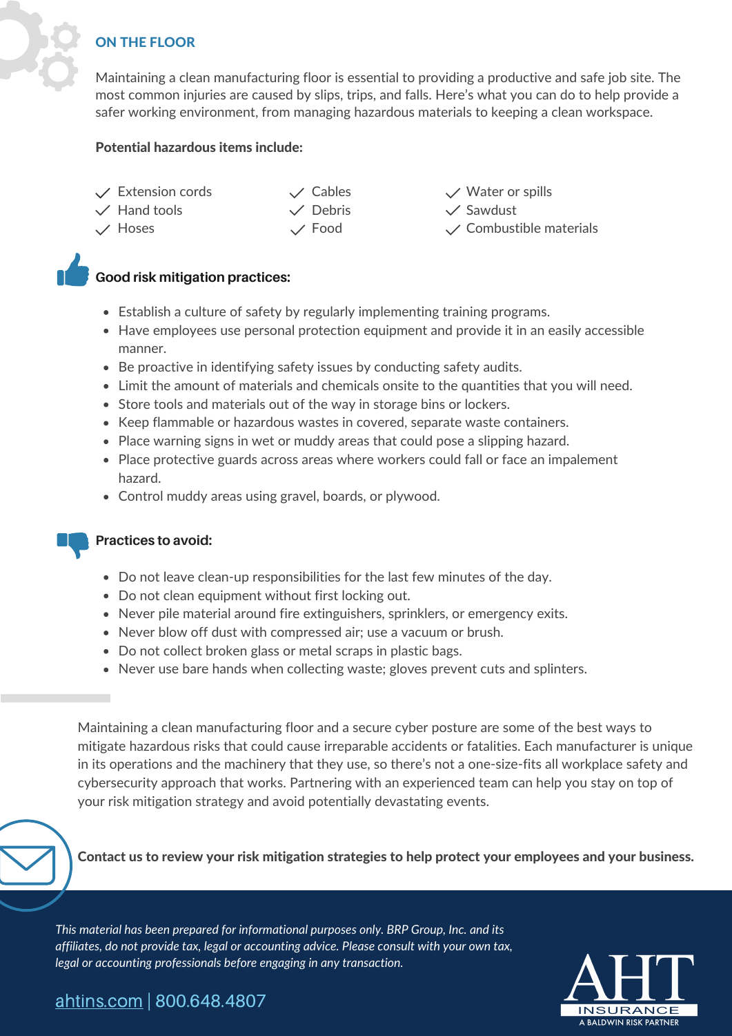## ON THE FLOOR

Maintaining a clean manufacturing floor is essential to providing a productive and safe job site. The most common injuries are caused by slips, trips, and falls. Here's what you can do to help provide a safer working environment, from managing hazardous materials to keeping a clean workspace.

**Potential hazardous items include:**

- ✓ Extension cords
- ✓ Hand tools
- ✓ Hoses
- ✓ Cables
- ✓ Debris
- ✓ Food
- ✓ Water or spills
- ✓ Sawdust
- ✓ Combustible materials

**Good risk mitigation practices:**

- Establish a culture of safety by regularly implementing training programs.
- Have employees use personal protection equipment and provide it in an easily accessible manner.
- Be proactive in identifying safety issues by conducting safety audits.
- Limit the amount of materials and chemicals onsite to the quantities that you will need.
- Store tools and materials out of the way in storage bins or lockers.
- Keep flammable or hazardous wastes in covered, separate waste containers.
- Place warning signs in wet or muddy areas that could pose a slipping hazard.
- Place protective guards across areas where workers could fall or face an impalement hazard.
- Control muddy areas using gravel, boards, or plywood.

**Practices to avoid:**

- Do not leave clean-up responsibilities for the last few minutes of the day.
- Do not clean equipment without first locking out.
- Never pile material around fire extinguishers, sprinklers, or emergency exits.
- Never blow off dust with compressed air; use a vacuum or brush.
- Do not collect broken glass or metal scraps in plastic bags.
- Never use bare hands when collecting waste; gloves prevent cuts and splinters.

Maintaining a clean manufacturing floor and a secure cyber posture are some of the best ways to mitigate hazardous risks that could cause irreparable accidents or fatalities. Each manufacturer is unique in its operations and the machinery that they use, so there's not a one-size-fits all workplace safety and cybersecurity approach that works. Partnering with an experienced team can help you stay on top of your risk mitigation strategy and avoid potentially devastating events.

**Contact us to review your risk mitigation strategies to help protect your employees and your business.**

*This material has been prepared for informational purposes only. BRP Group, Inc. and its affiliates, do not provide tax, legal or accounting advice. Please consult with your own tax, legal or accounting professionals before engaging in any transaction.*

ahtins.com | 800.648.4807

AHT INSURANCE
A BALDWIN RISK PARTNER